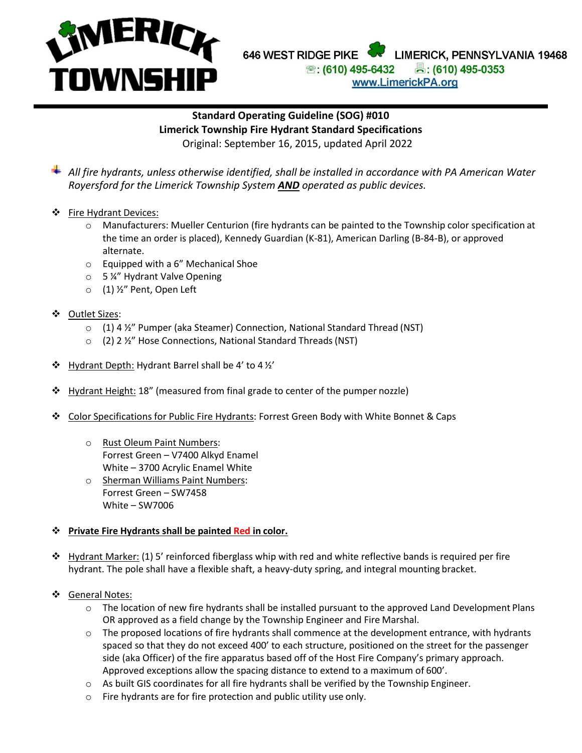**LIMERICK TOWNSHIP**

646 WEST RIDGE PIKE LIMERICK, PENNSYLVANIA 19468
☏: (610) 495-6432 🖷: (610) 495-0353
www.LimerickPA.org

---

**Standard Operating Guideline (SOG) #010**
**Limerick Township Fire Hydrant Standard Specifications**
Original: September 16, 2015, updated April 2022

- *All fire hydrants, unless otherwise identified, shall be installed in accordance with PA American Water Royersford for the Limerick Township System* ***AND*** *operated as public devices.*

- Fire Hydrant Devices:
  - Manufacturers: Mueller Centurion (fire hydrants can be painted to the Township color specification at the time an order is placed), Kennedy Guardian (K-81), American Darling (B-84-B), or approved alternate.
  - Equipped with a 6" Mechanical Shoe
  - 5 ¼" Hydrant Valve Opening
  - (1) ½" Pent, Open Left

- Outlet Sizes:
  - (1) 4 ½" Pumper (aka Steamer) Connection, National Standard Thread (NST)
  - (2) 2 ½" Hose Connections, National Standard Threads (NST)

- Hydrant Depth: Hydrant Barrel shall be 4' to 4 ½'

- Hydrant Height: 18" (measured from final grade to center of the pumper nozzle)

- Color Specifications for Public Fire Hydrants: Forrest Green Body with White Bonnet & Caps
  - Rust Oleum Paint Numbers:
    Forrest Green – V7400 Alkyd Enamel
    White – 3700 Acrylic Enamel White
  - Sherman Williams Paint Numbers:
    Forrest Green – SW7458
    White – SW7006

- **Private Fire Hydrants shall be painted Red in color.**

- Hydrant Marker: (1) 5' reinforced fiberglass whip with red and white reflective bands is required per fire hydrant. The pole shall have a flexible shaft, a heavy-duty spring, and integral mounting bracket.

- General Notes:
  - The location of new fire hydrants shall be installed pursuant to the approved Land Development Plans OR approved as a field change by the Township Engineer and Fire Marshal.
  - The proposed locations of fire hydrants shall commence at the development entrance, with hydrants spaced so that they do not exceed 400' to each structure, positioned on the street for the passenger side (aka Officer) of the fire apparatus based off of the Host Fire Company's primary approach. Approved exceptions allow the spacing distance to extend to a maximum of 600'.
  - As built GIS coordinates for all fire hydrants shall be verified by the Township Engineer.
  - Fire hydrants are for fire protection and public utility use only.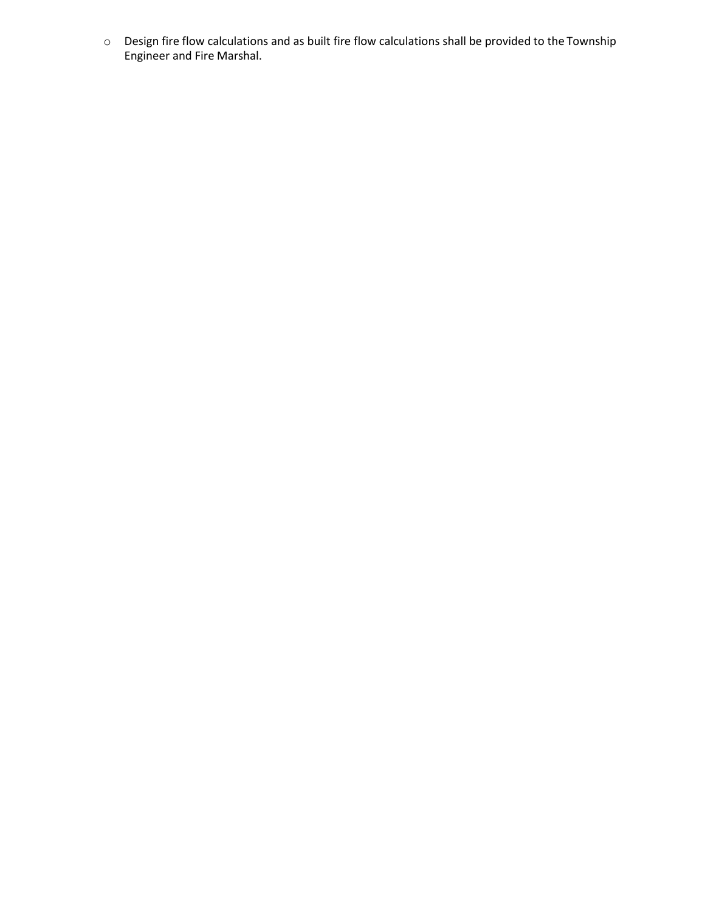- Design fire flow calculations and as built fire flow calculations shall be provided to the Township Engineer and Fire Marshal.